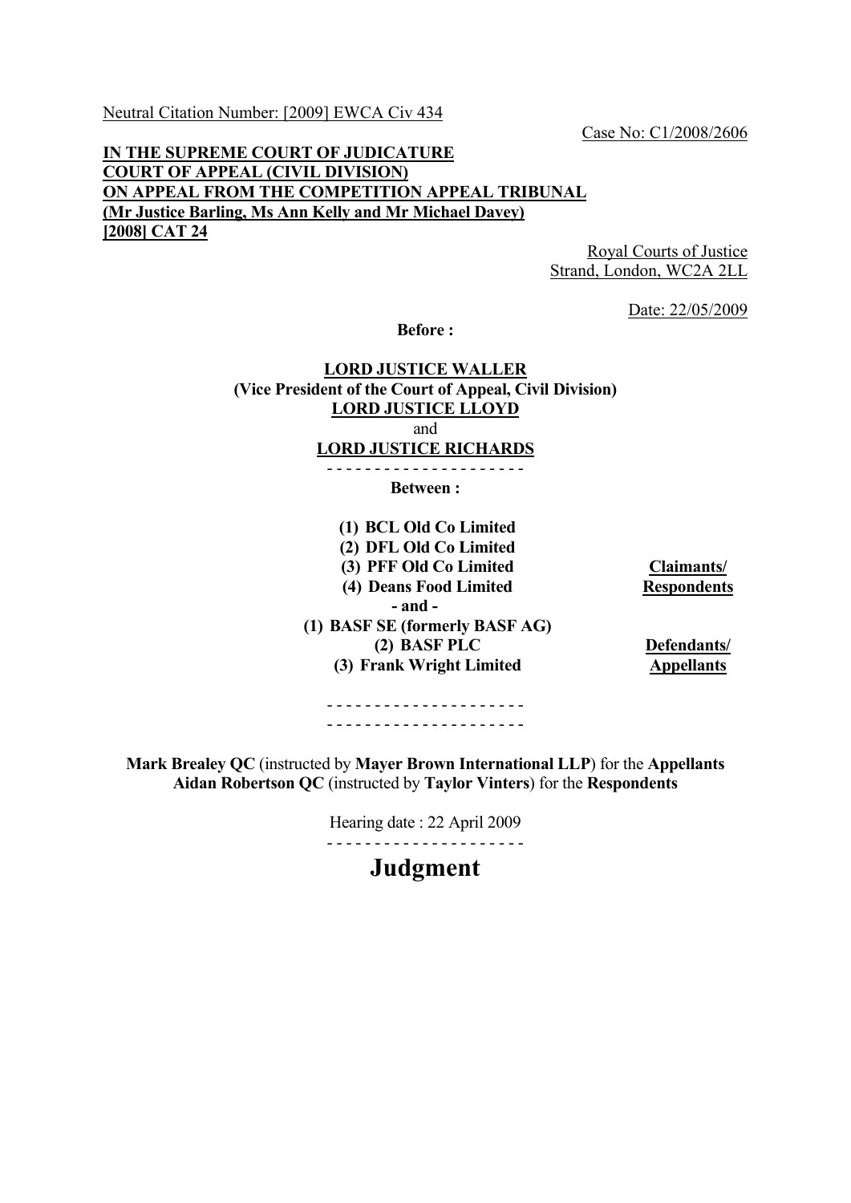Neutral Citation Number: [2009] EWCA Civ 434

Case No: C1/2008/2606

**IN THE SUPREME COURT OF JUDICATURE**
**COURT OF APPEAL (CIVIL DIVISION)**
**ON APPEAL FROM THE COMPETITION APPEAL TRIBUNAL**
**(Mr Justice Barling, Ms Ann Kelly and Mr Michael Davey)**
**[2008] CAT 24**

Royal Courts of Justice
Strand, London, WC2A 2LL

Date: 22/05/2009

**Before :**

**LORD JUSTICE WALLER**
**(Vice President of the Court of Appeal, Civil Division)**
**LORD JUSTICE LLOYD**
and
**LORD JUSTICE RICHARDS**

- - - - - - - - - - - - - - - - - - - - -

**Between :**

| | |
|---|---|
| **(1) BCL Old Co Limited**<br>**(2) DFL Old Co Limited**<br>**(3) PFF Old Co Limited**<br>**(4) Deans Food Limited** | **Claimants/ Respondents** |
| **- and -** | |
| **(1) BASF SE (formerly BASF AG)**<br>**(2) BASF PLC**<br>**(3) Frank Wright Limited** | **Defendants/ Appellants** |

- - - - - - - - - - - - - - - - - - - - -
- - - - - - - - - - - - - - - - - - - - -

**Mark Brealey QC** (instructed by **Mayer Brown International LLP**) for the **Appellants**
**Aidan Robertson QC** (instructed by **Taylor Vinters**) for the **Respondents**

Hearing date : 22 April 2009

- - - - - - - - - - - - - - - - - - - - -

# Judgment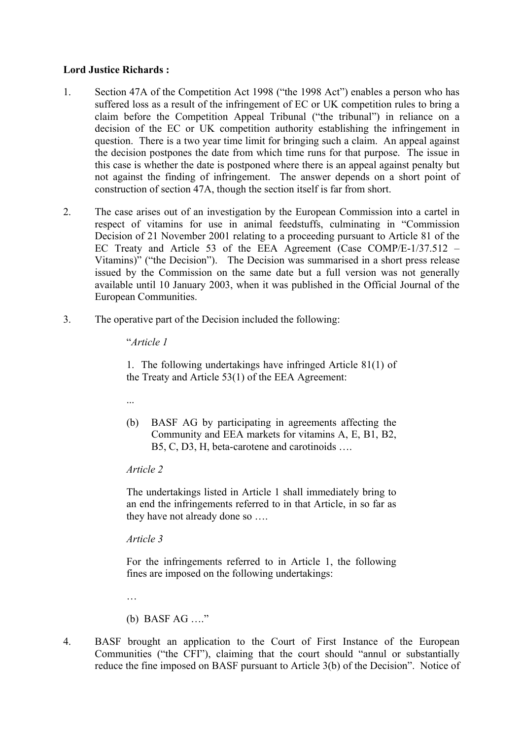**Lord Justice Richards :**

1. Section 47A of the Competition Act 1998 ("the 1998 Act") enables a person who has suffered loss as a result of the infringement of EC or UK competition rules to bring a claim before the Competition Appeal Tribunal ("the tribunal") in reliance on a decision of the EC or UK competition authority establishing the infringement in question. There is a two year time limit for bringing such a claim. An appeal against the decision postpones the date from which time runs for that purpose. The issue in this case is whether the date is postponed where there is an appeal against penalty but not against the finding of infringement. The answer depends on a short point of construction of section 47A, though the section itself is far from short.

2. The case arises out of an investigation by the European Commission into a cartel in respect of vitamins for use in animal feedstuffs, culminating in "Commission Decision of 21 November 2001 relating to a proceeding pursuant to Article 81 of the EC Treaty and Article 53 of the EEA Agreement (Case COMP/E-1/37.512 – Vitamins)" ("the Decision"). The Decision was summarised in a short press release issued by the Commission on the same date but a full version was not generally available until 10 January 2003, when it was published in the Official Journal of the European Communities.

3. The operative part of the Decision included the following:

> "*Article 1*
>
> 1. The following undertakings have infringed Article 81(1) of the Treaty and Article 53(1) of the EEA Agreement:
>
> ...
>
> (b) BASF AG by participating in agreements affecting the Community and EEA markets for vitamins A, E, B1, B2, B5, C, D3, H, beta-carotene and carotinoids ….
>
> *Article 2*
>
> The undertakings listed in Article 1 shall immediately bring to an end the infringements referred to in that Article, in so far as they have not already done so ….
>
> *Article 3*
>
> For the infringements referred to in Article 1, the following fines are imposed on the following undertakings:
>
> …
>
> (b) BASF AG …."

4. BASF brought an application to the Court of First Instance of the European Communities ("the CFI"), claiming that the court should "annul or substantially reduce the fine imposed on BASF pursuant to Article 3(b) of the Decision". Notice of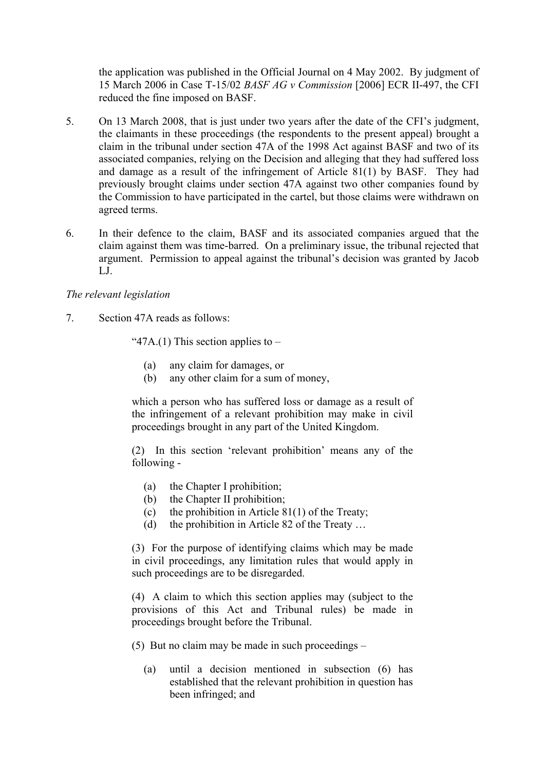the application was published in the Official Journal on 4 May 2002. By judgment of 15 March 2006 in Case T-15/02 *BASF AG v Commission* [2006] ECR II-497, the CFI reduced the fine imposed on BASF.

5. On 13 March 2008, that is just under two years after the date of the CFI's judgment, the claimants in these proceedings (the respondents to the present appeal) brought a claim in the tribunal under section 47A of the 1998 Act against BASF and two of its associated companies, relying on the Decision and alleging that they had suffered loss and damage as a result of the infringement of Article 81(1) by BASF. They had previously brought claims under section 47A against two other companies found by the Commission to have participated in the cartel, but those claims were withdrawn on agreed terms.

6. In their defence to the claim, BASF and its associated companies argued that the claim against them was time-barred. On a preliminary issue, the tribunal rejected that argument. Permission to appeal against the tribunal's decision was granted by Jacob LJ.

*The relevant legislation*

7. Section 47A reads as follows:

> "47A.(1) This section applies to –
>
> (a) any claim for damages, or
> (b) any other claim for a sum of money,
>
> which a person who has suffered loss or damage as a result of the infringement of a relevant prohibition may make in civil proceedings brought in any part of the United Kingdom.
>
> (2) In this section 'relevant prohibition' means any of the following -
>
> (a) the Chapter I prohibition;
> (b) the Chapter II prohibition;
> (c) the prohibition in Article 81(1) of the Treaty;
> (d) the prohibition in Article 82 of the Treaty …
>
> (3) For the purpose of identifying claims which may be made in civil proceedings, any limitation rules that would apply in such proceedings are to be disregarded.
>
> (4) A claim to which this section applies may (subject to the provisions of this Act and Tribunal rules) be made in proceedings brought before the Tribunal.
>
> (5) But no claim may be made in such proceedings –
>
> (a) until a decision mentioned in subsection (6) has established that the relevant prohibition in question has been infringed; and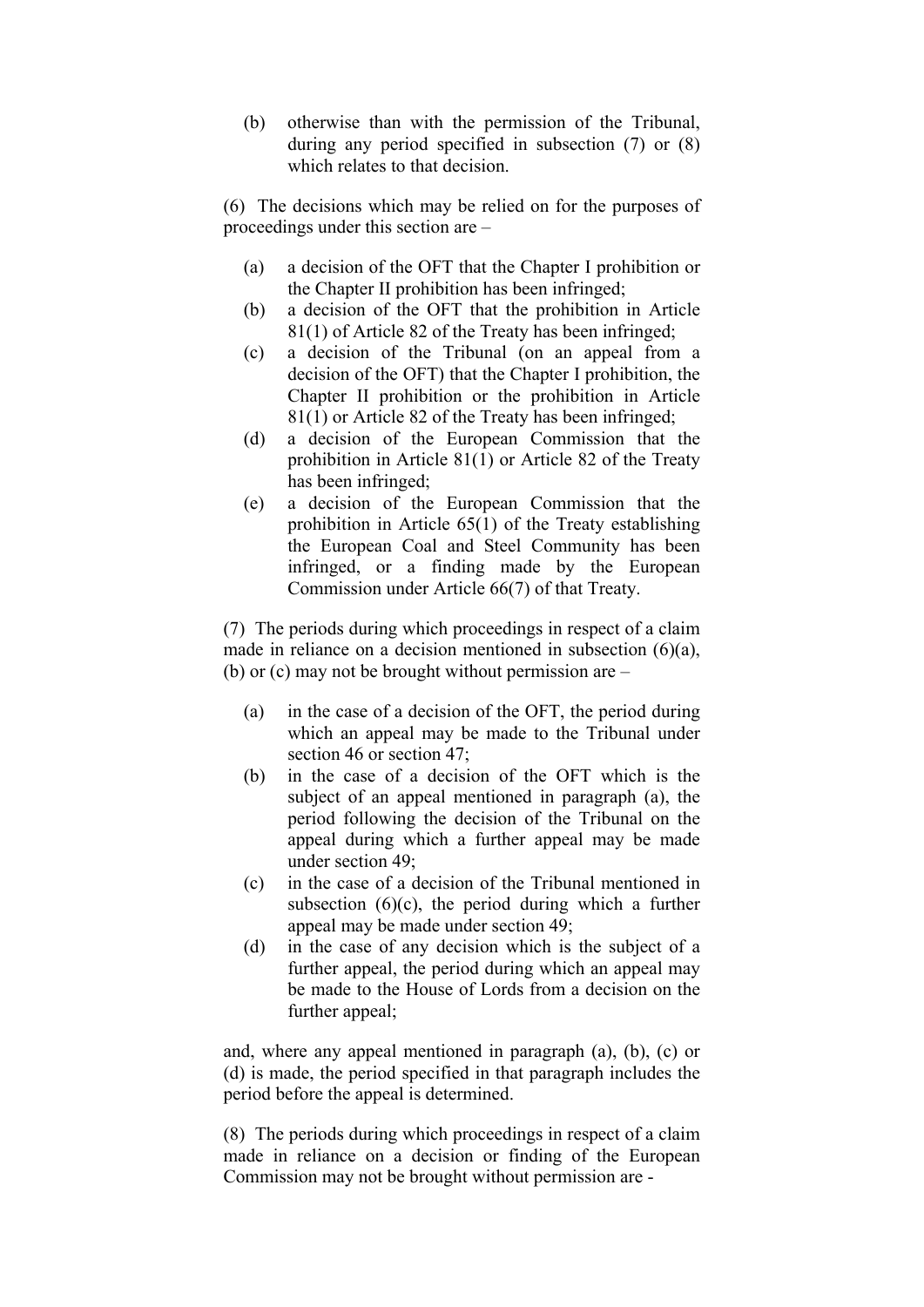(b) otherwise than with the permission of the Tribunal, during any period specified in subsection (7) or (8) which relates to that decision.

(6) The decisions which may be relied on for the purposes of proceedings under this section are –

- (a) a decision of the OFT that the Chapter I prohibition or the Chapter II prohibition has been infringed;
- (b) a decision of the OFT that the prohibition in Article 81(1) of Article 82 of the Treaty has been infringed;
- (c) a decision of the Tribunal (on an appeal from a decision of the OFT) that the Chapter I prohibition, the Chapter II prohibition or the prohibition in Article 81(1) or Article 82 of the Treaty has been infringed;
- (d) a decision of the European Commission that the prohibition in Article 81(1) or Article 82 of the Treaty has been infringed;
- (e) a decision of the European Commission that the prohibition in Article 65(1) of the Treaty establishing the European Coal and Steel Community has been infringed, or a finding made by the European Commission under Article 66(7) of that Treaty.

(7) The periods during which proceedings in respect of a claim made in reliance on a decision mentioned in subsection (6)(a), (b) or (c) may not be brought without permission are –

- (a) in the case of a decision of the OFT, the period during which an appeal may be made to the Tribunal under section 46 or section 47;
- (b) in the case of a decision of the OFT which is the subject of an appeal mentioned in paragraph (a), the period following the decision of the Tribunal on the appeal during which a further appeal may be made under section 49;
- (c) in the case of a decision of the Tribunal mentioned in subsection (6)(c), the period during which a further appeal may be made under section 49;
- (d) in the case of any decision which is the subject of a further appeal, the period during which an appeal may be made to the House of Lords from a decision on the further appeal;

and, where any appeal mentioned in paragraph (a), (b), (c) or (d) is made, the period specified in that paragraph includes the period before the appeal is determined.

(8) The periods during which proceedings in respect of a claim made in reliance on a decision or finding of the European Commission may not be brought without permission are -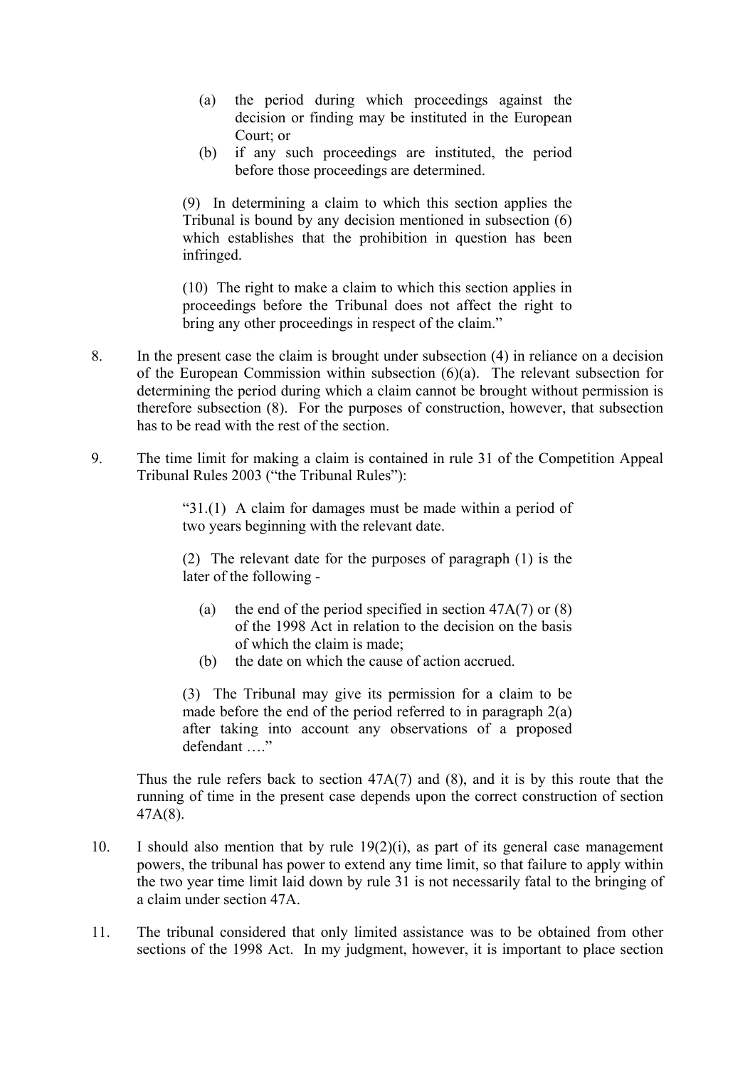> (a) the period during which proceedings against the decision or finding may be instituted in the European Court; or
>
> (b) if any such proceedings are instituted, the period before those proceedings are determined.
>
> (9) In determining a claim to which this section applies the Tribunal is bound by any decision mentioned in subsection (6) which establishes that the prohibition in question has been infringed.
>
> (10) The right to make a claim to which this section applies in proceedings before the Tribunal does not affect the right to bring any other proceedings in respect of the claim."

8. In the present case the claim is brought under subsection (4) in reliance on a decision of the European Commission within subsection (6)(a). The relevant subsection for determining the period during which a claim cannot be brought without permission is therefore subsection (8). For the purposes of construction, however, that subsection has to be read with the rest of the section.

9. The time limit for making a claim is contained in rule 31 of the Competition Appeal Tribunal Rules 2003 ("the Tribunal Rules"):

> "31.(1) A claim for damages must be made within a period of two years beginning with the relevant date.
>
> (2) The relevant date for the purposes of paragraph (1) is the later of the following -
>
> (a) the end of the period specified in section 47A(7) or (8) of the 1998 Act in relation to the decision on the basis of which the claim is made;
>
> (b) the date on which the cause of action accrued.
>
> (3) The Tribunal may give its permission for a claim to be made before the end of the period referred to in paragraph 2(a) after taking into account any observations of a proposed defendant …."

Thus the rule refers back to section 47A(7) and (8), and it is by this route that the running of time in the present case depends upon the correct construction of section 47A(8).

10. I should also mention that by rule 19(2)(i), as part of its general case management powers, the tribunal has power to extend any time limit, so that failure to apply within the two year time limit laid down by rule 31 is not necessarily fatal to the bringing of a claim under section 47A.

11. The tribunal considered that only limited assistance was to be obtained from other sections of the 1998 Act. In my judgment, however, it is important to place section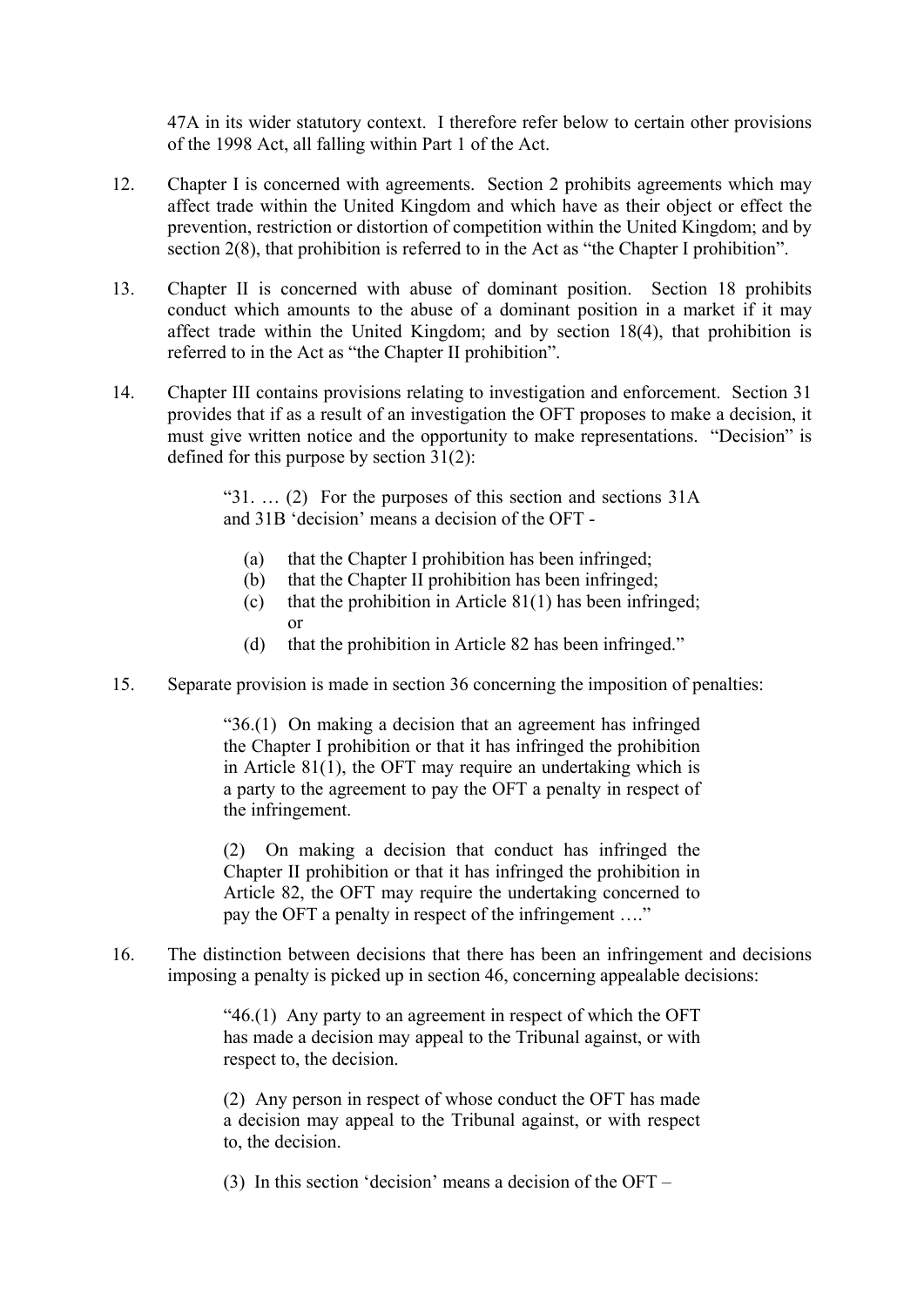47A in its wider statutory context. I therefore refer below to certain other provisions of the 1998 Act, all falling within Part 1 of the Act.

12. Chapter I is concerned with agreements. Section 2 prohibits agreements which may affect trade within the United Kingdom and which have as their object or effect the prevention, restriction or distortion of competition within the United Kingdom; and by section 2(8), that prohibition is referred to in the Act as "the Chapter I prohibition".

13. Chapter II is concerned with abuse of dominant position. Section 18 prohibits conduct which amounts to the abuse of a dominant position in a market if it may affect trade within the United Kingdom; and by section 18(4), that prohibition is referred to in the Act as "the Chapter II prohibition".

14. Chapter III contains provisions relating to investigation and enforcement. Section 31 provides that if as a result of an investigation the OFT proposes to make a decision, it must give written notice and the opportunity to make representations. "Decision" is defined for this purpose by section 31(2):

> "31. … (2) For the purposes of this section and sections 31A and 31B 'decision' means a decision of the OFT -
>
> (a) that the Chapter I prohibition has been infringed;
> (b) that the Chapter II prohibition has been infringed;
> (c) that the prohibition in Article 81(1) has been infringed; or
> (d) that the prohibition in Article 82 has been infringed."

15. Separate provision is made in section 36 concerning the imposition of penalties:

> "36.(1) On making a decision that an agreement has infringed the Chapter I prohibition or that it has infringed the prohibition in Article 81(1), the OFT may require an undertaking which is a party to the agreement to pay the OFT a penalty in respect of the infringement.
>
> (2) On making a decision that conduct has infringed the Chapter II prohibition or that it has infringed the prohibition in Article 82, the OFT may require the undertaking concerned to pay the OFT a penalty in respect of the infringement …."

16. The distinction between decisions that there has been an infringement and decisions imposing a penalty is picked up in section 46, concerning appealable decisions:

> "46.(1) Any party to an agreement in respect of which the OFT has made a decision may appeal to the Tribunal against, or with respect to, the decision.
>
> (2) Any person in respect of whose conduct the OFT has made a decision may appeal to the Tribunal against, or with respect to, the decision.
>
> (3) In this section 'decision' means a decision of the OFT –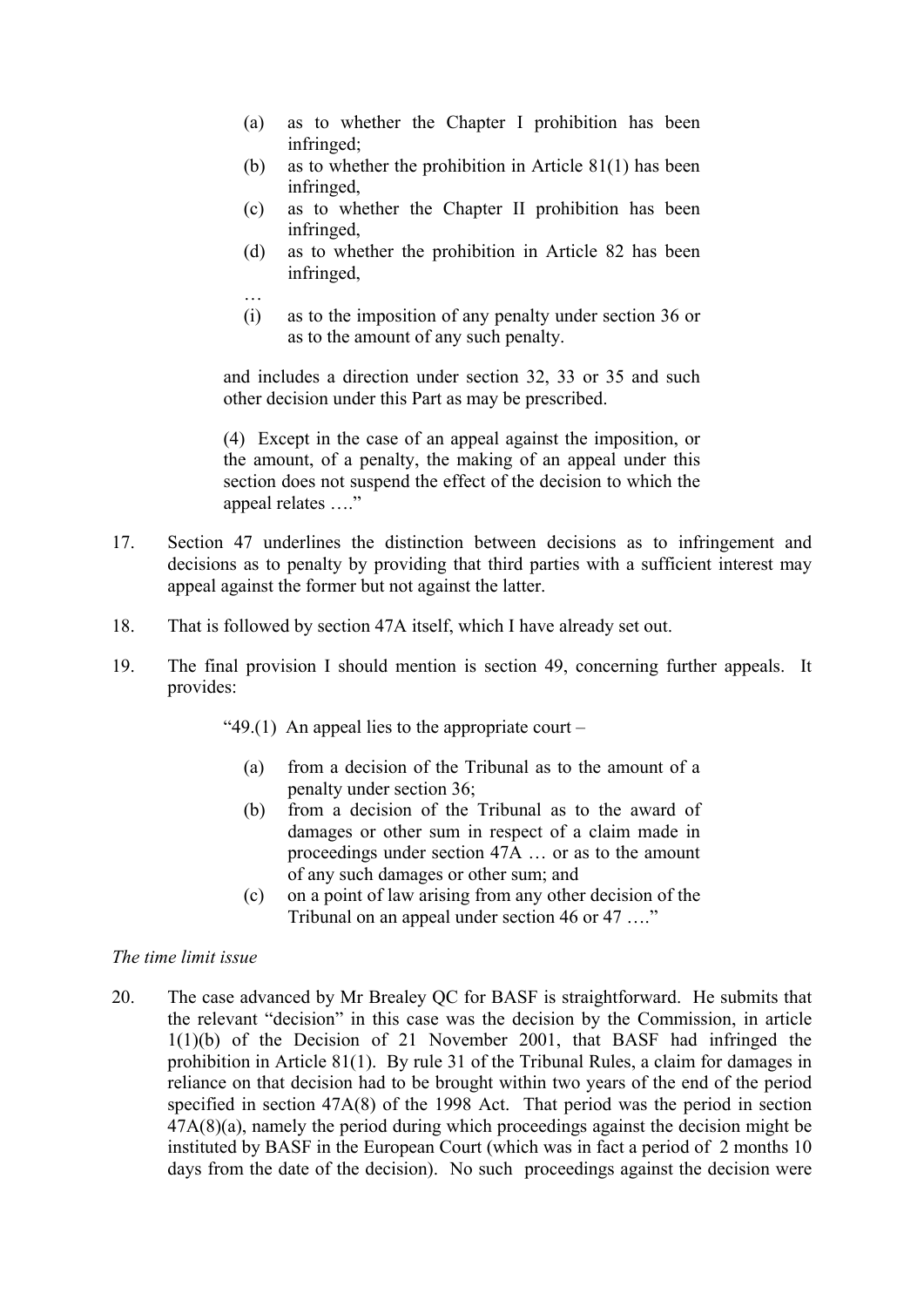> (a) as to whether the Chapter I prohibition has been infringed;
> (b) as to whether the prohibition in Article 81(1) has been infringed,
> (c) as to whether the Chapter II prohibition has been infringed,
> (d) as to whether the prohibition in Article 82 has been infringed,
>
> …
>
> (i) as to the imposition of any penalty under section 36 or as to the amount of any such penalty.
>
> and includes a direction under section 32, 33 or 35 and such other decision under this Part as may be prescribed.
>
> (4) Except in the case of an appeal against the imposition, or the amount, of a penalty, the making of an appeal under this section does not suspend the effect of the decision to which the appeal relates …."

17. Section 47 underlines the distinction between decisions as to infringement and decisions as to penalty by providing that third parties with a sufficient interest may appeal against the former but not against the latter.

18. That is followed by section 47A itself, which I have already set out.

19. The final provision I should mention is section 49, concerning further appeals. It provides:

> "49.(1) An appeal lies to the appropriate court –
>
> (a) from a decision of the Tribunal as to the amount of a penalty under section 36;
> (b) from a decision of the Tribunal as to the award of damages or other sum in respect of a claim made in proceedings under section 47A … or as to the amount of any such damages or other sum; and
> (c) on a point of law arising from any other decision of the Tribunal on an appeal under section 46 or 47 …."

*The time limit issue*

20. The case advanced by Mr Brealey QC for BASF is straightforward. He submits that the relevant "decision" in this case was the decision by the Commission, in article 1(1)(b) of the Decision of 21 November 2001, that BASF had infringed the prohibition in Article 81(1). By rule 31 of the Tribunal Rules, a claim for damages in reliance on that decision had to be brought within two years of the end of the period specified in section 47A(8) of the 1998 Act. That period was the period in section 47A(8)(a), namely the period during which proceedings against the decision might be instituted by BASF in the European Court (which was in fact a period of 2 months 10 days from the date of the decision). No such proceedings against the decision were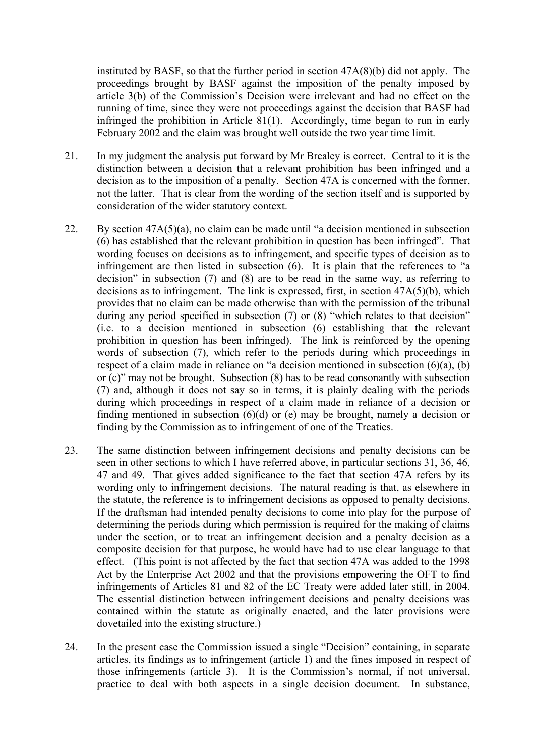instituted by BASF, so that the further period in section 47A(8)(b) did not apply. The proceedings brought by BASF against the imposition of the penalty imposed by article 3(b) of the Commission's Decision were irrelevant and had no effect on the running of time, since they were not proceedings against the decision that BASF had infringed the prohibition in Article 81(1). Accordingly, time began to run in early February 2002 and the claim was brought well outside the two year time limit.

21. In my judgment the analysis put forward by Mr Brealey is correct. Central to it is the distinction between a decision that a relevant prohibition has been infringed and a decision as to the imposition of a penalty. Section 47A is concerned with the former, not the latter. That is clear from the wording of the section itself and is supported by consideration of the wider statutory context.

22. By section 47A(5)(a), no claim can be made until "a decision mentioned in subsection (6) has established that the relevant prohibition in question has been infringed". That wording focuses on decisions as to infringement, and specific types of decision as to infringement are then listed in subsection (6). It is plain that the references to "a decision" in subsection (7) and (8) are to be read in the same way, as referring to decisions as to infringement. The link is expressed, first, in section 47A(5)(b), which provides that no claim can be made otherwise than with the permission of the tribunal during any period specified in subsection (7) or (8) "which relates to that decision" (i.e. to a decision mentioned in subsection (6) establishing that the relevant prohibition in question has been infringed). The link is reinforced by the opening words of subsection (7), which refer to the periods during which proceedings in respect of a claim made in reliance on "a decision mentioned in subsection (6)(a), (b) or (c)" may not be brought. Subsection (8) has to be read consonantly with subsection (7) and, although it does not say so in terms, it is plainly dealing with the periods during which proceedings in respect of a claim made in reliance of a decision or finding mentioned in subsection (6)(d) or (e) may be brought, namely a decision or finding by the Commission as to infringement of one of the Treaties.

23. The same distinction between infringement decisions and penalty decisions can be seen in other sections to which I have referred above, in particular sections 31, 36, 46, 47 and 49. That gives added significance to the fact that section 47A refers by its wording only to infringement decisions. The natural reading is that, as elsewhere in the statute, the reference is to infringement decisions as opposed to penalty decisions. If the draftsman had intended penalty decisions to come into play for the purpose of determining the periods during which permission is required for the making of claims under the section, or to treat an infringement decision and a penalty decision as a composite decision for that purpose, he would have had to use clear language to that effect. (This point is not affected by the fact that section 47A was added to the 1998 Act by the Enterprise Act 2002 and that the provisions empowering the OFT to find infringements of Articles 81 and 82 of the EC Treaty were added later still, in 2004. The essential distinction between infringement decisions and penalty decisions was contained within the statute as originally enacted, and the later provisions were dovetailed into the existing structure.)

24. In the present case the Commission issued a single "Decision" containing, in separate articles, its findings as to infringement (article 1) and the fines imposed in respect of those infringements (article 3). It is the Commission's normal, if not universal, practice to deal with both aspects in a single decision document. In substance,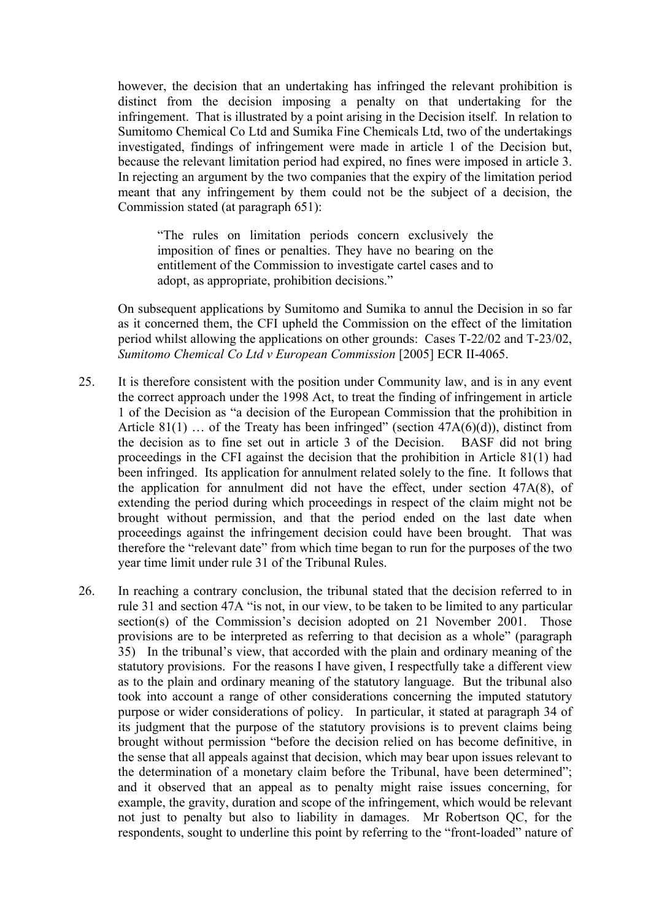however, the decision that an undertaking has infringed the relevant prohibition is distinct from the decision imposing a penalty on that undertaking for the infringement. That is illustrated by a point arising in the Decision itself. In relation to Sumitomo Chemical Co Ltd and Sumika Fine Chemicals Ltd, two of the undertakings investigated, findings of infringement were made in article 1 of the Decision but, because the relevant limitation period had expired, no fines were imposed in article 3. In rejecting an argument by the two companies that the expiry of the limitation period meant that any infringement by them could not be the subject of a decision, the Commission stated (at paragraph 651):

> "The rules on limitation periods concern exclusively the imposition of fines or penalties. They have no bearing on the entitlement of the Commission to investigate cartel cases and to adopt, as appropriate, prohibition decisions."

On subsequent applications by Sumitomo and Sumika to annul the Decision in so far as it concerned them, the CFI upheld the Commission on the effect of the limitation period whilst allowing the applications on other grounds: Cases T-22/02 and T-23/02, *Sumitomo Chemical Co Ltd v European Commission* [2005] ECR II-4065.

25. It is therefore consistent with the position under Community law, and is in any event the correct approach under the 1998 Act, to treat the finding of infringement in article 1 of the Decision as "a decision of the European Commission that the prohibition in Article 81(1) … of the Treaty has been infringed" (section 47A(6)(d)), distinct from the decision as to fine set out in article 3 of the Decision. BASF did not bring proceedings in the CFI against the decision that the prohibition in Article 81(1) had been infringed. Its application for annulment related solely to the fine. It follows that the application for annulment did not have the effect, under section 47A(8), of extending the period during which proceedings in respect of the claim might not be brought without permission, and that the period ended on the last date when proceedings against the infringement decision could have been brought. That was therefore the "relevant date" from which time began to run for the purposes of the two year time limit under rule 31 of the Tribunal Rules.

26. In reaching a contrary conclusion, the tribunal stated that the decision referred to in rule 31 and section 47A "is not, in our view, to be taken to be limited to any particular section(s) of the Commission's decision adopted on 21 November 2001. Those provisions are to be interpreted as referring to that decision as a whole" (paragraph 35) In the tribunal's view, that accorded with the plain and ordinary meaning of the statutory provisions. For the reasons I have given, I respectfully take a different view as to the plain and ordinary meaning of the statutory language. But the tribunal also took into account a range of other considerations concerning the imputed statutory purpose or wider considerations of policy. In particular, it stated at paragraph 34 of its judgment that the purpose of the statutory provisions is to prevent claims being brought without permission "before the decision relied on has become definitive, in the sense that all appeals against that decision, which may bear upon issues relevant to the determination of a monetary claim before the Tribunal, have been determined"; and it observed that an appeal as to penalty might raise issues concerning, for example, the gravity, duration and scope of the infringement, which would be relevant not just to penalty but also to liability in damages. Mr Robertson QC, for the respondents, sought to underline this point by referring to the "front-loaded" nature of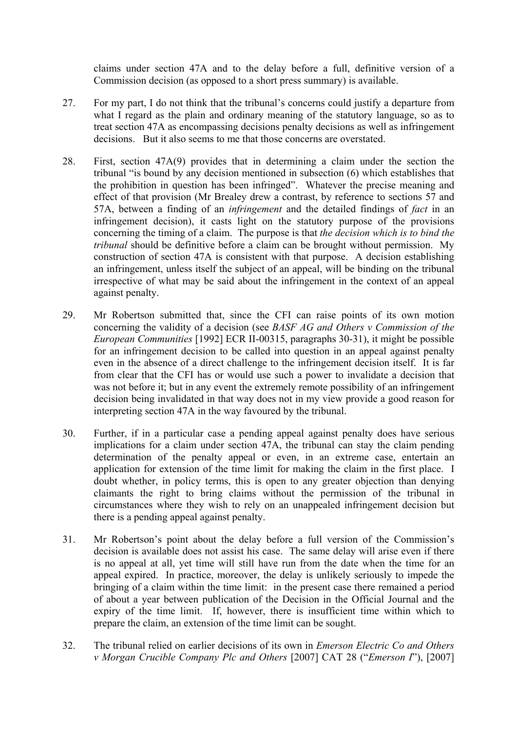claims under section 47A and to the delay before a full, definitive version of a Commission decision (as opposed to a short press summary) is available.

27. For my part, I do not think that the tribunal's concerns could justify a departure from what I regard as the plain and ordinary meaning of the statutory language, so as to treat section 47A as encompassing decisions penalty decisions as well as infringement decisions. But it also seems to me that those concerns are overstated.

28. First, section 47A(9) provides that in determining a claim under the section the tribunal "is bound by any decision mentioned in subsection (6) which establishes that the prohibition in question has been infringed". Whatever the precise meaning and effect of that provision (Mr Brealey drew a contrast, by reference to sections 57 and 57A, between a finding of an *infringement* and the detailed findings of *fact* in an infringement decision), it casts light on the statutory purpose of the provisions concerning the timing of a claim. The purpose is that *the decision which is to bind the tribunal* should be definitive before a claim can be brought without permission. My construction of section 47A is consistent with that purpose. A decision establishing an infringement, unless itself the subject of an appeal, will be binding on the tribunal irrespective of what may be said about the infringement in the context of an appeal against penalty.

29. Mr Robertson submitted that, since the CFI can raise points of its own motion concerning the validity of a decision (see *BASF AG and Others v Commission of the European Communities* [1992] ECR II-00315, paragraphs 30-31), it might be possible for an infringement decision to be called into question in an appeal against penalty even in the absence of a direct challenge to the infringement decision itself. It is far from clear that the CFI has or would use such a power to invalidate a decision that was not before it; but in any event the extremely remote possibility of an infringement decision being invalidated in that way does not in my view provide a good reason for interpreting section 47A in the way favoured by the tribunal.

30. Further, if in a particular case a pending appeal against penalty does have serious implications for a claim under section 47A, the tribunal can stay the claim pending determination of the penalty appeal or even, in an extreme case, entertain an application for extension of the time limit for making the claim in the first place. I doubt whether, in policy terms, this is open to any greater objection than denying claimants the right to bring claims without the permission of the tribunal in circumstances where they wish to rely on an unappealed infringement decision but there is a pending appeal against penalty.

31. Mr Robertson's point about the delay before a full version of the Commission's decision is available does not assist his case. The same delay will arise even if there is no appeal at all, yet time will still have run from the date when the time for an appeal expired. In practice, moreover, the delay is unlikely seriously to impede the bringing of a claim within the time limit: in the present case there remained a period of about a year between publication of the Decision in the Official Journal and the expiry of the time limit. If, however, there is insufficient time within which to prepare the claim, an extension of the time limit can be sought.

32. The tribunal relied on earlier decisions of its own in *Emerson Electric Co and Others v Morgan Crucible Company Plc and Others* [2007] CAT 28 ("*Emerson I*"), [2007]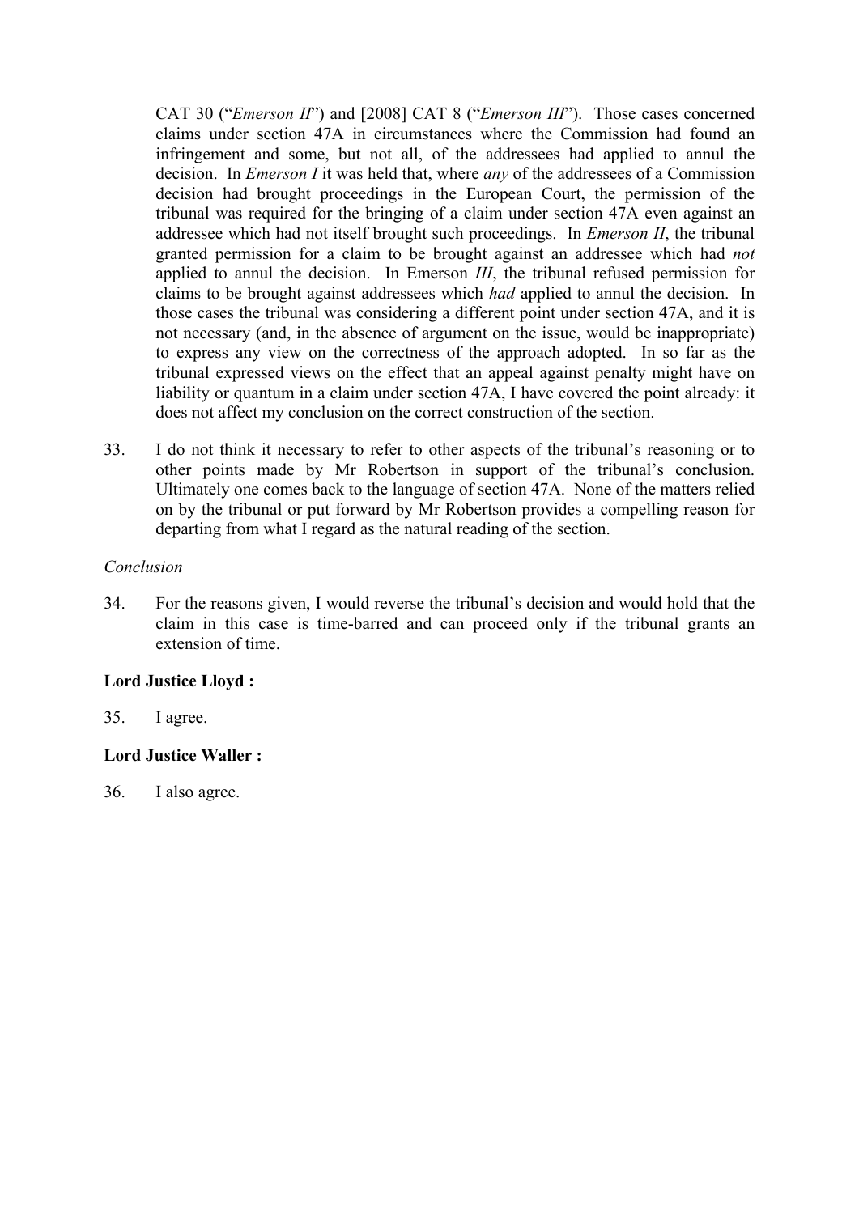CAT 30 ("*Emerson II*") and [2008] CAT 8 ("*Emerson III*"). Those cases concerned claims under section 47A in circumstances where the Commission had found an infringement and some, but not all, of the addressees had applied to annul the decision. In *Emerson I* it was held that, where *any* of the addressees of a Commission decision had brought proceedings in the European Court, the permission of the tribunal was required for the bringing of a claim under section 47A even against an addressee which had not itself brought such proceedings. In *Emerson II*, the tribunal granted permission for a claim to be brought against an addressee which had *not* applied to annul the decision. In Emerson *III*, the tribunal refused permission for claims to be brought against addressees which *had* applied to annul the decision. In those cases the tribunal was considering a different point under section 47A, and it is not necessary (and, in the absence of argument on the issue, would be inappropriate) to express any view on the correctness of the approach adopted. In so far as the tribunal expressed views on the effect that an appeal against penalty might have on liability or quantum in a claim under section 47A, I have covered the point already: it does not affect my conclusion on the correct construction of the section.

33. I do not think it necessary to refer to other aspects of the tribunal's reasoning or to other points made by Mr Robertson in support of the tribunal's conclusion. Ultimately one comes back to the language of section 47A. None of the matters relied on by the tribunal or put forward by Mr Robertson provides a compelling reason for departing from what I regard as the natural reading of the section.

*Conclusion*

34. For the reasons given, I would reverse the tribunal's decision and would hold that the claim in this case is time-barred and can proceed only if the tribunal grants an extension of time.

**Lord Justice Lloyd :**

35. I agree.

**Lord Justice Waller :**

36. I also agree.